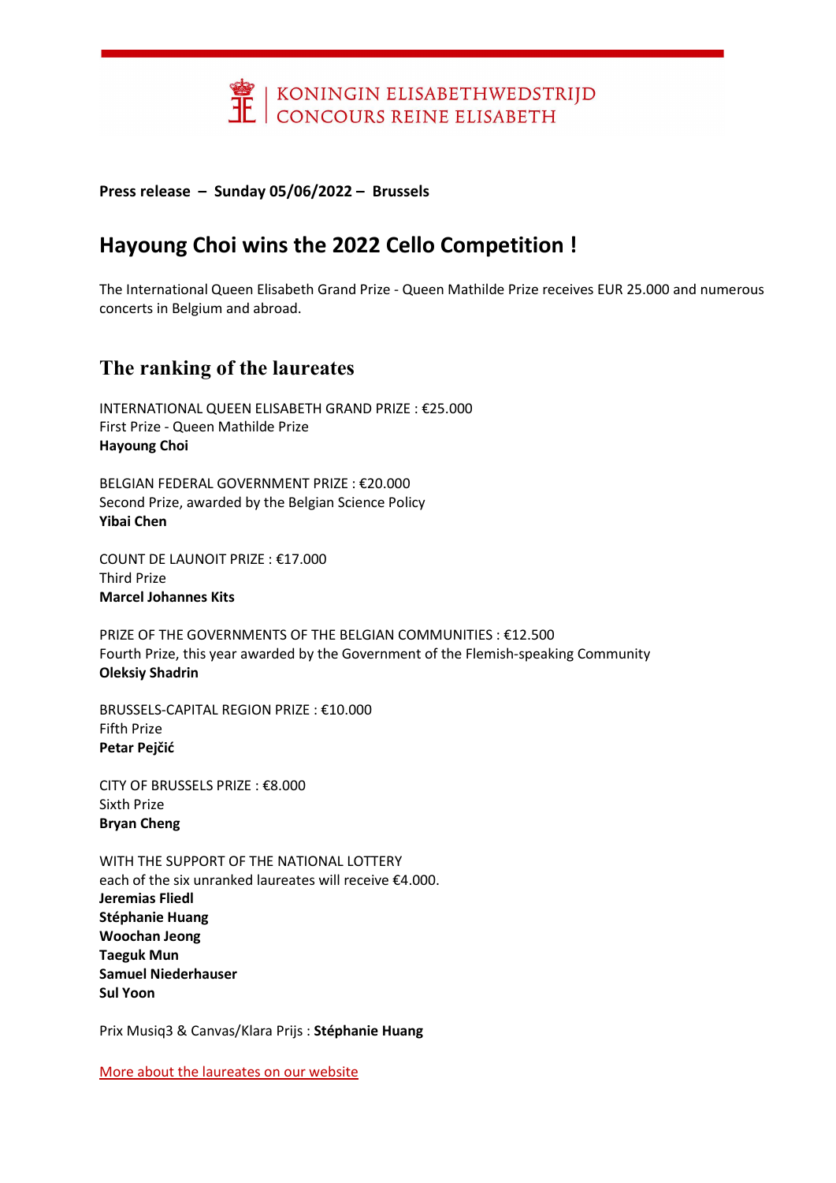KONINGIN ELISABETHWEDSTRIJD
CONCOURS REINE ELISABETH

**Press release – Sunday 05/06/2022 – Brussels**

# Hayoung Choi wins the 2022 Cello Competition !

The International Queen Elisabeth Grand Prize - Queen Mathilde Prize receives EUR 25.000 and numerous concerts in Belgium and abroad.

## The ranking of the laureates

INTERNATIONAL QUEEN ELISABETH GRAND PRIZE : €25.000
First Prize - Queen Mathilde Prize
**Hayoung Choi**

BELGIAN FEDERAL GOVERNMENT PRIZE : €20.000
Second Prize, awarded by the Belgian Science Policy
**Yibai Chen**

COUNT DE LAUNOIT PRIZE : €17.000
Third Prize
**Marcel Johannes Kits**

PRIZE OF THE GOVERNMENTS OF THE BELGIAN COMMUNITIES : €12.500
Fourth Prize, this year awarded by the Government of the Flemish-speaking Community
**Oleksiy Shadrin**

BRUSSELS-CAPITAL REGION PRIZE : €10.000
Fifth Prize
**Petar Pejčić**

CITY OF BRUSSELS PRIZE : €8.000
Sixth Prize
**Bryan Cheng**

WITH THE SUPPORT OF THE NATIONAL LOTTERY
each of the six unranked laureates will receive €4.000.
**Jeremias Fliedl**
**Stéphanie Huang**
**Woochan Jeong**
**Taeguk Mun**
**Samuel Niederhauser**
**Sul Yoon**

Prix Musiq3 & Canvas/Klara Prijs : **Stéphanie Huang**

More about the laureates on our website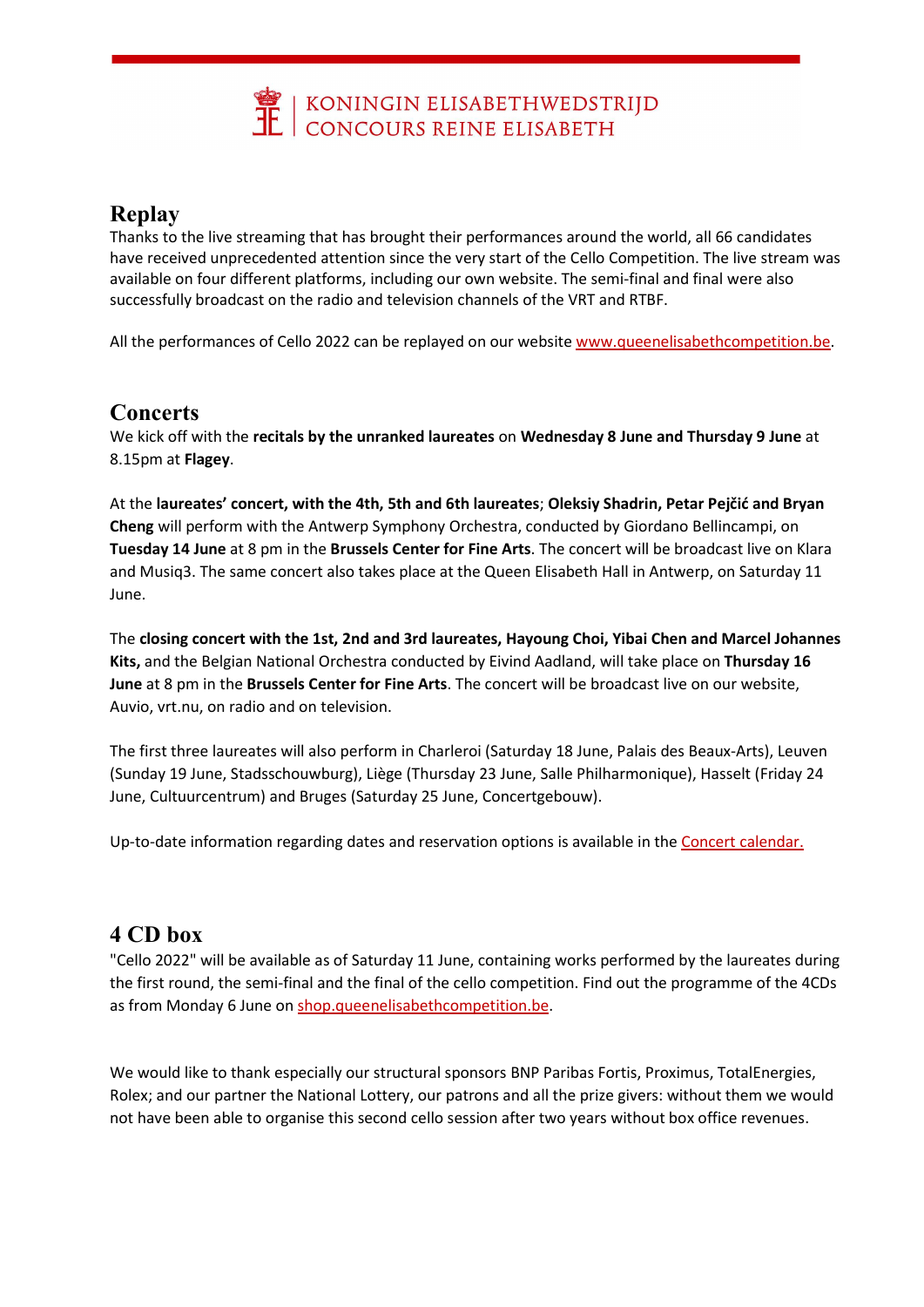KONINGIN ELISABETHWEDSTRIJD
CONCOURS REINE ELISABETH

## Replay

Thanks to the live streaming that has brought their performances around the world, all 66 candidates have received unprecedented attention since the very start of the Cello Competition. The live stream was available on four different platforms, including our own website. The semi-final and final were also successfully broadcast on the radio and television channels of the VRT and RTBF.

All the performances of Cello 2022 can be replayed on our website [www.queenelisabethcompetition.be](www.queenelisabethcompetition.be).

## Concerts

We kick off with the **recitals by the unranked laureates** on **Wednesday 8 June and Thursday 9 June** at 8.15pm at **Flagey**.

At the **laureates' concert, with the 4th, 5th and 6th laureates**; **Oleksiy Shadrin, Petar Pejčić and Bryan Cheng** will perform with the Antwerp Symphony Orchestra, conducted by Giordano Bellincampi, on **Tuesday 14 June** at 8 pm in the **Brussels Center for Fine Arts**. The concert will be broadcast live on Klara and Musiq3. The same concert also takes place at the Queen Elisabeth Hall in Antwerp, on Saturday 11 June.

The **closing concert with the 1st, 2nd and 3rd laureates, Hayoung Choi, Yibai Chen and Marcel Johannes Kits,** and the Belgian National Orchestra conducted by Eivind Aadland, will take place on **Thursday 16 June** at 8 pm in the **Brussels Center for Fine Arts**. The concert will be broadcast live on our website, Auvio, vrt.nu, on radio and on television.

The first three laureates will also perform in Charleroi (Saturday 18 June, Palais des Beaux-Arts), Leuven (Sunday 19 June, Stadsschouwburg), Liège (Thursday 23 June, Salle Philharmonique), Hasselt (Friday 24 June, Cultuurcentrum) and Bruges (Saturday 25 June, Concertgebouw).

Up-to-date information regarding dates and reservation options is available in the Concert calendar.

## 4 CD box

"Cello 2022" will be available as of Saturday 11 June, containing works performed by the laureates during the first round, the semi-final and the final of the cello competition. Find out the programme of the 4CDs as from Monday 6 June on [shop.queenelisabethcompetition.be](shop.queenelisabethcompetition.be).

We would like to thank especially our structural sponsors BNP Paribas Fortis, Proximus, TotalEnergies, Rolex; and our partner the National Lottery, our patrons and all the prize givers: without them we would not have been able to organise this second cello session after two years without box office revenues.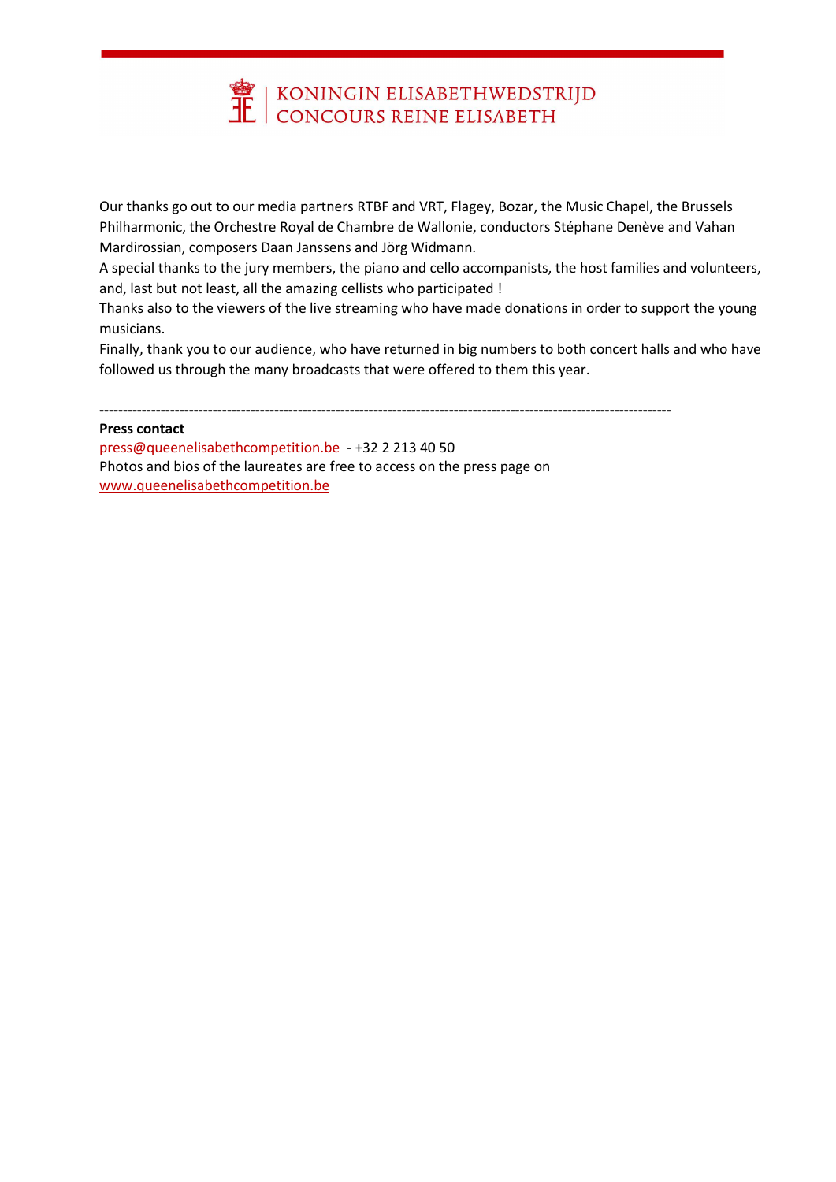Our thanks go out to our media partners RTBF and VRT, Flagey, Bozar, the Music Chapel, the Brussels Philharmonic, the Orchestre Royal de Chambre de Wallonie, conductors Stéphane Denève and Vahan Mardirossian, composers Daan Janssens and Jörg Widmann.
A special thanks to the jury members, the piano and cello accompanists, the host families and volunteers, and, last but not least, all the amazing cellists who participated !
Thanks also to the viewers of the live streaming who have made donations in order to support the young musicians.
Finally, thank you to our audience, who have returned in big numbers to both concert halls and who have followed us through the many broadcasts that were offered to them this year.

---

**Press contact**
press@queenelisabethcompetition.be - +32 2 213 40 50
Photos and bios of the laureates are free to access on the press page on
www.queenelisabethcompetition.be